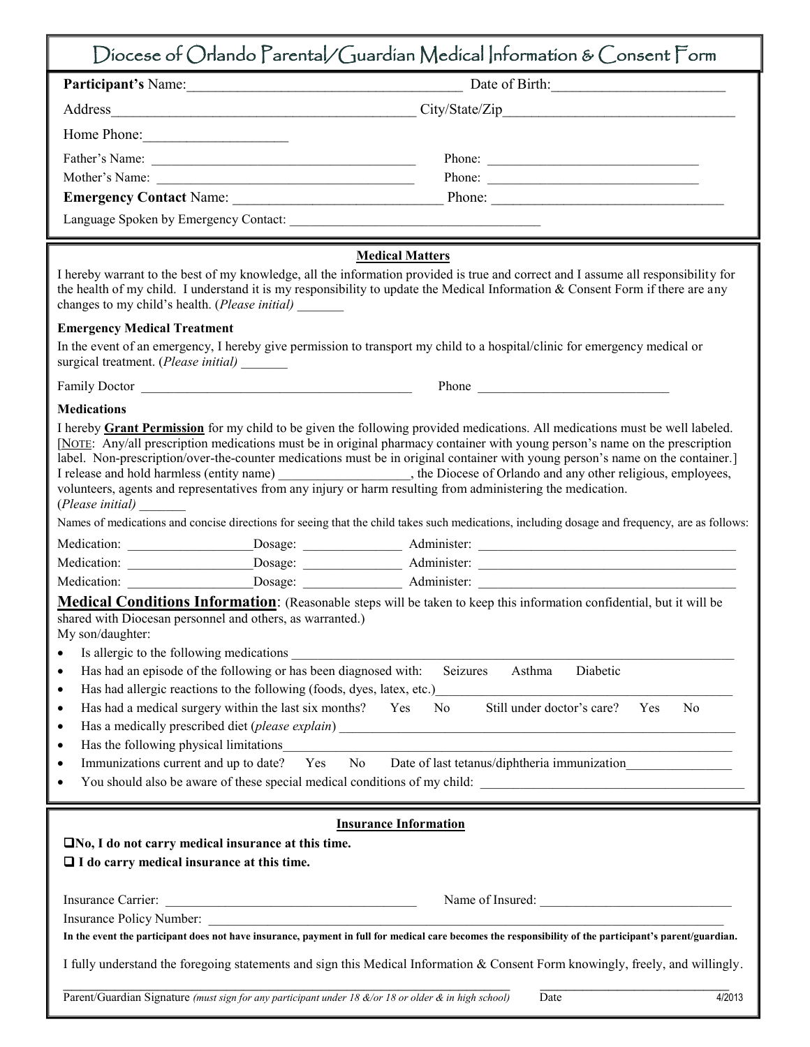# Diocese of Orlando Parental/Guardian Medical Information & Consent Form

**Participant's** Name:_______________________________________ Date of Birth:________________________

Address__________________________________________ City/State/Zip________________________________

Home Phone:___________________

Father's Name: _______________________________________ Phone: _______________________________

Mother's Name: _______________________________________ Phone: _______________________________

**Emergency Contact** Name: _____________________________ Phone: ________________________________

Language Spoken by Emergency Contact: ____________________________________

## Medical Matters

I hereby warrant to the best of my knowledge, all the information provided is true and correct and I assume all responsibility for the health of my child. I understand it is my responsibility to update the Medical Information & Consent Form if there are any changes to my child's health. (*Please initial*) _______

**Emergency Medical Treatment**

In the event of an emergency, I hereby give permission to transport my child to a hospital/clinic for emergency medical or surgical treatment. (*Please initial*) _______

Family Doctor ________________________________________ Phone _____________________________

**Medications**

I hereby **Grant Permission** for my child to be given the following provided medications. All medications must be well labeled. [NOTE: Any/all prescription medications must be in original pharmacy container with young person's name on the prescription label. Non-prescription/over-the-counter medications must be in original container with young person's name on the container.] I release and hold harmless (entity name) ___________________, the Diocese of Orlando and any other religious, employees, volunteers, agents and representatives from any injury or harm resulting from administering the medication. (*Please initial*) _______

Names of medications and concise directions for seeing that the child takes such medications, including dosage and frequency, are as follows:

Medication: ___________________Dosage: _______________ Administer: ________________________________________

Medication: ___________________Dosage: _______________ Administer: ________________________________________

Medication: ___________________Dosage: _______________ Administer: ________________________________________

**Medical Conditions Information**: (Reasonable steps will be taken to keep this information confidential, but it will be shared with Diocesan personnel and others, as warranted.)

My son/daughter:

- Is allergic to the following medications ______________________________________________________________
- Has had an episode of the following or has been diagnosed with: Seizures Asthma Diabetic
- Has had allergic reactions to the following (foods, dyes, latex, etc.)____________________________________________
- Has had a medical surgery within the last six months? Yes No Still under doctor's care? Yes No
- Has a medically prescribed diet (*please explain*) _____________________________________________________
- Has the following physical limitations_______________________________________________________________
- Immunizations current and up to date? Yes No Date of last tetanus/diphtheria immunization________________
- You should also be aware of these special medical conditions of my child: _______________________________________

## Insurance Information

❑ **No, I do not carry medical insurance at this time.**

❑ **I do carry medical insurance at this time.**

Insurance Carrier: _____________________________________ Name of Insured: _____________________________

Insurance Policy Number: ___________________________________________________________________________

**In the event the participant does not have insurance, payment in full for medical care becomes the responsibility of the participant's parent/guardian.**

I fully understand the foregoing statements and sign this Medical Information & Consent Form knowingly, freely, and willingly.

_________________________________________________________________ ____________________________

Parent/Guardian Signature *(must sign for any participant under 18 &/or 18 or older & in high school)* Date

4/2013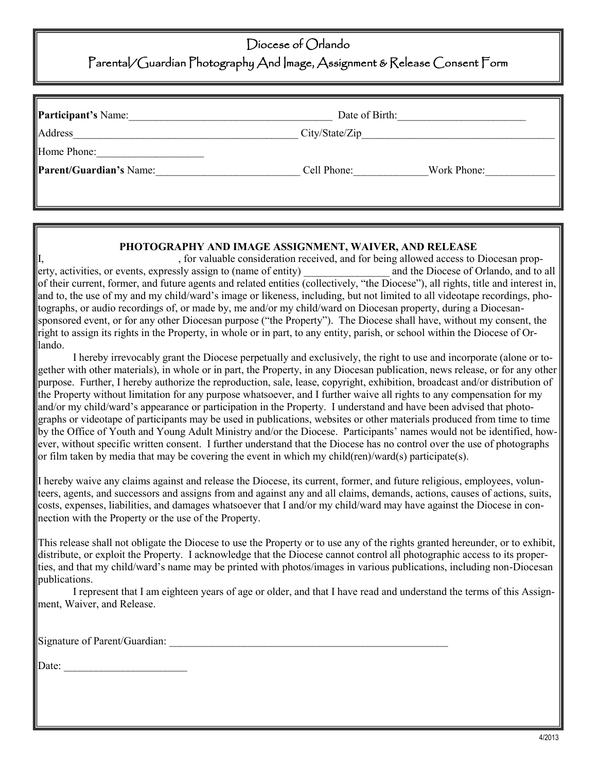# Diocese of Orlando

## Parental/Guardian Photography And Image, Assignment & Release Consent Form

**Participant's** Name:_______________________________________ Date of Birth:________________________

Address___________________________________________ City/State/Zip____________________________________

Home Phone:____________________

**Parent/Guardian's** Name:___________________________ Cell Phone:_____________Work Phone:_____________

### PHOTOGRAPHY AND IMAGE ASSIGNMENT, WAIVER, AND RELEASE

I, , for valuable consideration received, and for being allowed access to Diocesan property, activities, or events, expressly assign to (name of entity) ________________ and the Diocese of Orlando, and to all of their current, former, and future agents and related entities (collectively, "the Diocese"), all rights, title and interest in, and to, the use of my and my child/ward's image or likeness, including, but not limited to all videotape recordings, photographs, or audio recordings of, or made by, me and/or my child/ward on Diocesan property, during a Diocesan-sponsored event, or for any other Diocesan purpose ("the Property"). The Diocese shall have, without my consent, the right to assign its rights in the Property, in whole or in part, to any entity, parish, or school within the Diocese of Orlando.

I hereby irrevocably grant the Diocese perpetually and exclusively, the right to use and incorporate (alone or together with other materials), in whole or in part, the Property, in any Diocesan publication, news release, or for any other purpose. Further, I hereby authorize the reproduction, sale, lease, copyright, exhibition, broadcast and/or distribution of the Property without limitation for any purpose whatsoever, and I further waive all rights to any compensation for my and/or my child/ward's appearance or participation in the Property. I understand and have been advised that photographs or videotape of participants may be used in publications, websites or other materials produced from time to time by the Office of Youth and Young Adult Ministry and/or the Diocese. Participants' names would not be identified, however, without specific written consent. I further understand that the Diocese has no control over the use of photographs or film taken by media that may be covering the event in which my child(ren)/ward(s) participate(s).

I hereby waive any claims against and release the Diocese, its current, former, and future religious, employees, volunteers, agents, and successors and assigns from and against any and all claims, demands, actions, causes of actions, suits, costs, expenses, liabilities, and damages whatsoever that I and/or my child/ward may have against the Diocese in connection with the Property or the use of the Property.

This release shall not obligate the Diocese to use the Property or to use any of the rights granted hereunder, or to exhibit, distribute, or exploit the Property. I acknowledge that the Diocese cannot control all photographic access to its properties, and that my child/ward's name may be printed with photos/images in various publications, including non-Diocesan publications.

I represent that I am eighteen years of age or older, and that I have read and understand the terms of this Assignment, Waiver, and Release.

Signature of Parent/Guardian: _______________________________________________________

Date: _______________________

4/2013